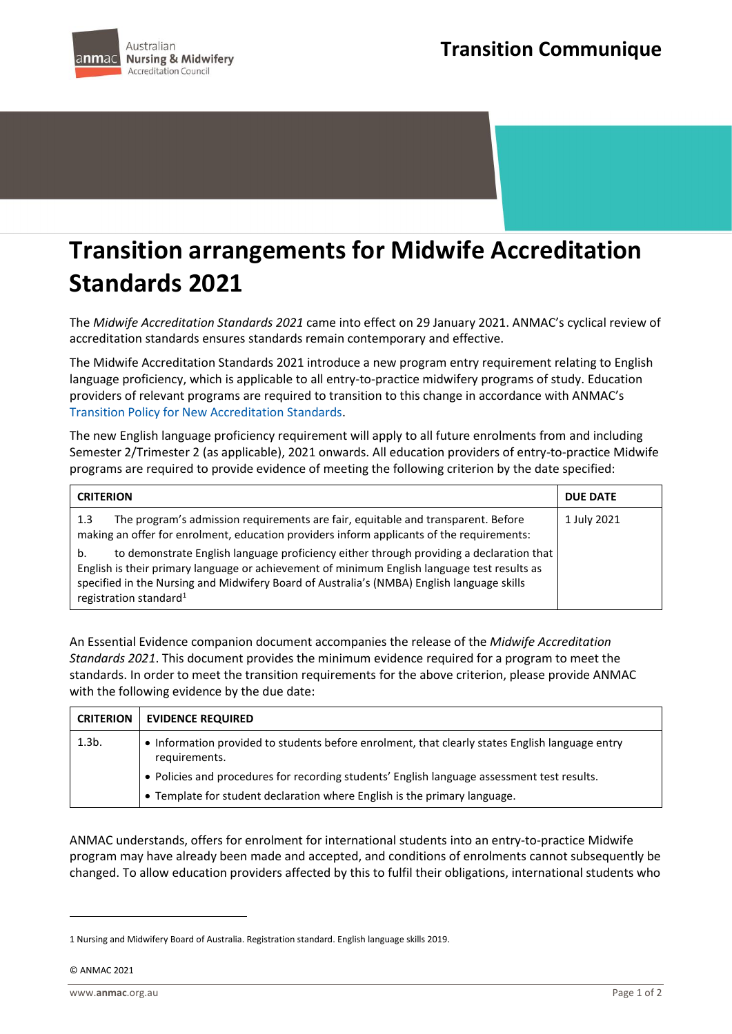Australian Nursing & Midwifery Accreditation Council

**Transition Communique**

# Transition arrangements for Midwife Accreditation Standards 2021

The *Midwife Accreditation Standards 2021* came into effect on 29 January 2021. ANMAC's cyclical review of accreditation standards ensures standards remain contemporary and effective.

The Midwife Accreditation Standards 2021 introduce a new program entry requirement relating to English language proficiency, which is applicable to all entry-to-practice midwifery programs of study. Education providers of relevant programs are required to transition to this change in accordance with ANMAC's Transition Policy for New Accreditation Standards.

The new English language proficiency requirement will apply to all future enrolments from and including Semester 2/Trimester 2 (as applicable), 2021 onwards. All education providers of entry-to-practice Midwife programs are required to provide evidence of meeting the following criterion by the date specified:

| CRITERION | DUE DATE |
|---|---|
| 1.3 The program's admission requirements are fair, equitable and transparent. Before making an offer for enrolment, education providers inform applicants of the requirements:<br>b. to demonstrate English language proficiency either through providing a declaration that English is their primary language or achievement of minimum English language test results as specified in the Nursing and Midwifery Board of Australia's (NMBA) English language skills registration standard[1] | 1 July 2021 |

An Essential Evidence companion document accompanies the release of the *Midwife Accreditation Standards 2021*. This document provides the minimum evidence required for a program to meet the standards. In order to meet the transition requirements for the above criterion, please provide ANMAC with the following evidence by the due date:

| CRITERION | EVIDENCE REQUIRED |
|---|---|
| 1.3b. | • Information provided to students before enrolment, that clearly states English language entry requirements.<br>• Policies and procedures for recording students' English language assessment test results.<br>• Template for student declaration where English is the primary language. |

ANMAC understands, offers for enrolment for international students into an entry-to-practice Midwife program may have already been made and accepted, and conditions of enrolments cannot subsequently be changed. To allow education providers affected by this to fulfil their obligations, international students who

1 Nursing and Midwifery Board of Australia. Registration standard. English language skills 2019.

© ANMAC 2021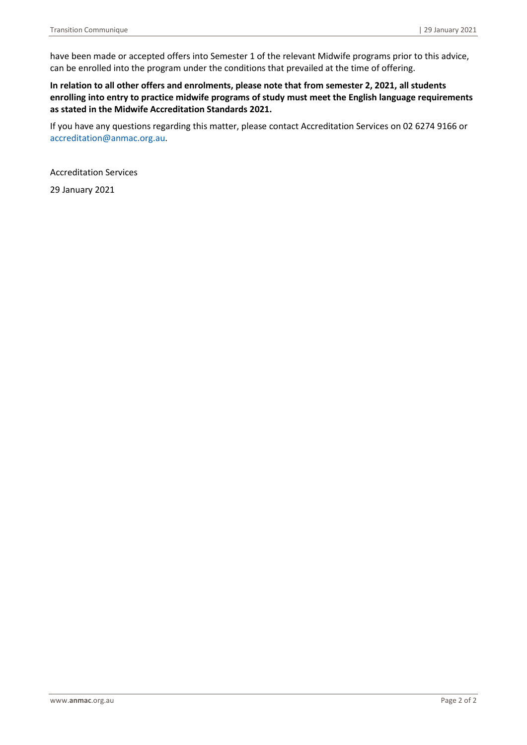have been made or accepted offers into Semester 1 of the relevant Midwife programs prior to this advice, can be enrolled into the program under the conditions that prevailed at the time of offering.

**In relation to all other offers and enrolments, please note that from semester 2, 2021, all students enrolling into entry to practice midwife programs of study must meet the English language requirements as stated in the Midwife Accreditation Standards 2021.**

If you have any questions regarding this matter, please contact Accreditation Services on 02 6274 9166 or accreditation@anmac.org.au.

Accreditation Services

29 January 2021